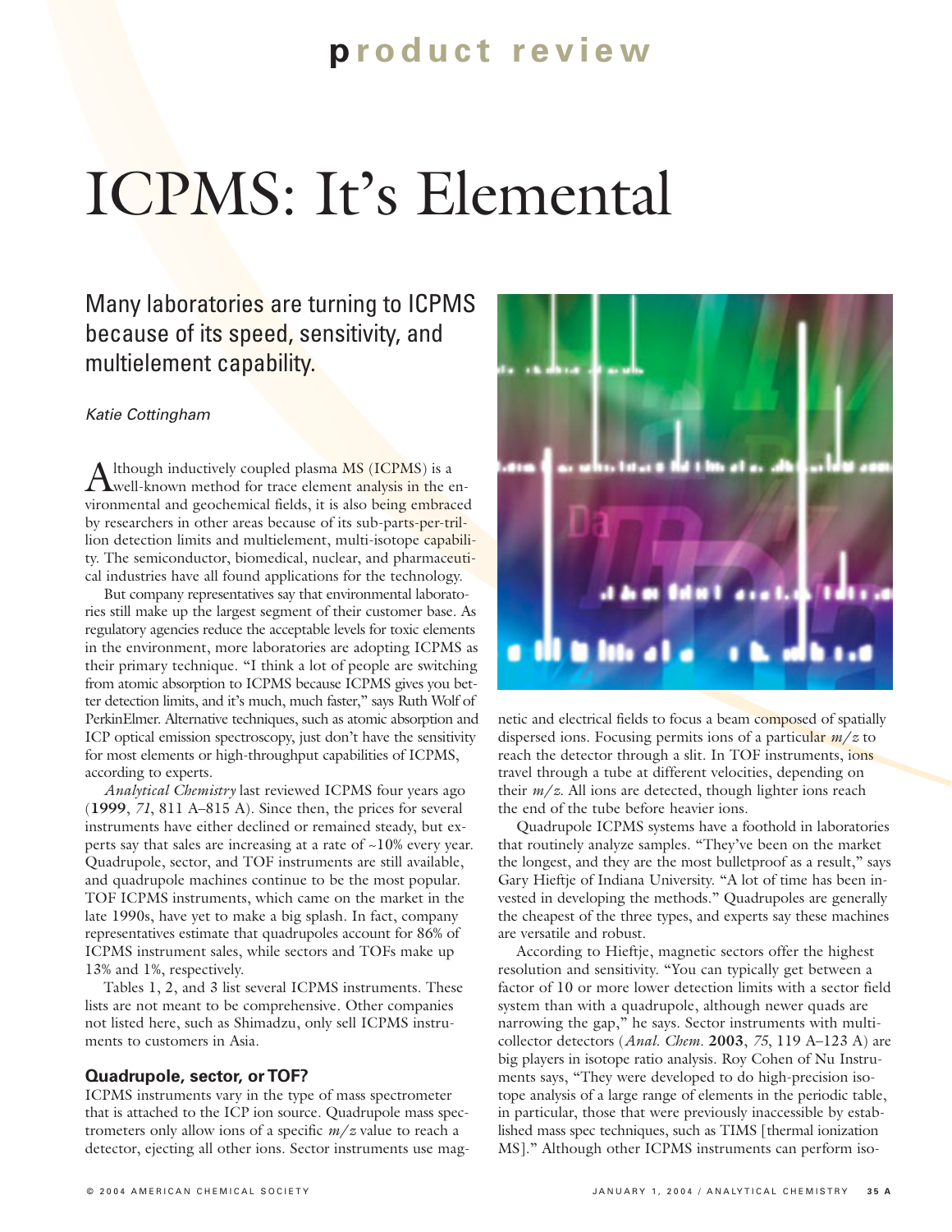# product review

# ICPMS: It's Elemental

## Many laboratories are turning to ICPMS because of its speed, sensitivity, and multielement capability.

*Katie Cottingham*

Although inductively coupled plasma MS (ICPMS) is a well-known method for trace element analysis in the environmental and geochemical fields, it is also being embraced by researchers in other areas because of its sub-parts-per-trillion detection limits and multielement, multi-isotope capability. The semiconductor, biomedical, nuclear, and pharmaceutical industries have all found applications for the technology.

But company representatives say that environmental laboratories still make up the largest segment of their customer base. As regulatory agencies reduce the acceptable levels for toxic elements in the environment, more laboratories are adopting ICPMS as their primary technique. "I think a lot of people are switching from atomic absorption to ICPMS because ICPMS gives you better detection limits, and it's much, much faster," says Ruth Wolf of PerkinElmer. Alternative techniques, such as atomic absorption and ICP optical emission spectroscopy, just don't have the sensitivity for most elements or high-throughput capabilities of ICPMS, according to experts.

*Analytical Chemistry* last reviewed ICPMS four years ago (**1999**, *71*, 811 A–815 A). Since then, the prices for several instruments have either declined or remained steady, but experts say that sales are increasing at a rate of ~10% every year. Quadrupole, sector, and TOF instruments are still available, and quadrupole machines continue to be the most popular. TOF ICPMS instruments, which came on the market in the late 1990s, have yet to make a big splash. In fact, company representatives estimate that quadrupoles account for 86% of ICPMS instrument sales, while sectors and TOFs make up 13% and 1%, respectively.

Tables 1, 2, and 3 list several ICPMS instruments. These lists are not meant to be comprehensive. Other companies not listed here, such as Shimadzu, only sell ICPMS instruments to customers in Asia.

### Quadrupole, sector, or TOF?

ICPMS instruments vary in the type of mass spectrometer that is attached to the ICP ion source. Quadrupole mass spectrometers only allow ions of a specific $m/z$ value to reach a detector, ejecting all other ions. Sector instruments use magnetic and electrical fields to focus a beam composed of spatially dispersed ions. Focusing permits ions of a particular $m/z$ to reach the detector through a slit. In TOF instruments, ions travel through a tube at different velocities, depending on their $m/z$. All ions are detected, though lighter ions reach the end of the tube before heavier ions.

Quadrupole ICPMS systems have a foothold in laboratories that routinely analyze samples. "They've been on the market the longest, and they are the most bulletproof as a result," says Gary Hieftje of Indiana University. "A lot of time has been invested in developing the methods." Quadrupoles are generally the cheapest of the three types, and experts say these machines are versatile and robust.

According to Hieftje, magnetic sectors offer the highest resolution and sensitivity. "You can typically get between a factor of 10 or more lower detection limits with a sector field system than with a quadrupole, although newer quads are narrowing the gap," he says. Sector instruments with multicollector detectors (*Anal. Chem.* **2003**, *75*, 119 A–123 A) are big players in isotope ratio analysis. Roy Cohen of Nu Instruments says, "They were developed to do high-precision isotope analysis of a large range of elements in the periodic table, in particular, those that were previously inaccessible by established mass spec techniques, such as TIMS [thermal ionization MS]." Although other ICPMS instruments can perform iso-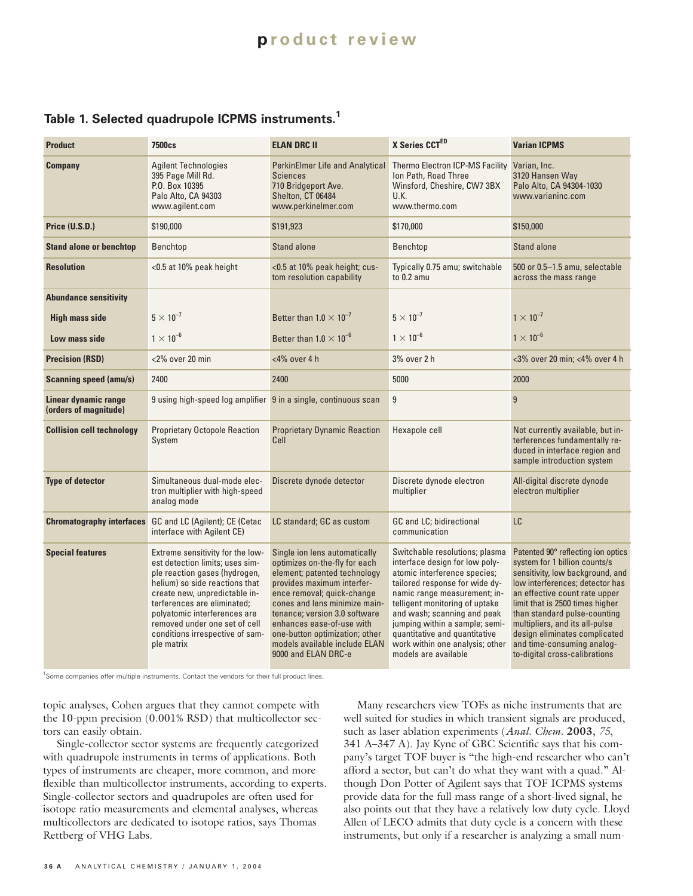## Table 1. Selected quadrupole ICPMS instruments.[1]

| Product | 7500cs | ELAN DRC II | X Series CCT[ED] | Varian ICPMS |
|---|---|---|---|---|
| Company | Agilent Technologies 395 Page Mill Rd. P.O. Box 10395 Palo Alto, CA 94303 www.agilent.com | PerkinElmer Life and Analytical Sciences 710 Bridgeport Ave. Shelton, CT 06484 www.perkinelmer.com | Thermo Electron ICP-MS Facility Ion Path, Road Three Winsford, Cheshire, CW7 3BX U.K. www.thermo.com | Varian, Inc. 3120 Hansen Way Palo Alto, CA 94304-1030 www.varianinc.com |
| Price (U.S.D.) | $190,000 | $191,923 | $170,000 | $150,000 |
| Stand alone or benchtop | Benchtop | Stand alone | Benchtop | Stand alone |
| Resolution | <0.5 at 10% peak height | <0.5 at 10% peak height; custom resolution capability | Typically 0.75 amu; switchable to 0.2 amu | 500 or 0.5–1.5 amu, selectable across the mass range |
| Abundance sensitivity | | | | |
| High mass side | $5 \times 10^{-7}$ | Better than $1.0 \times 10^{-7}$ | $5 \times 10^{-7}$ | $1 \times 10^{-7}$ |
| Low mass side | $1 \times 10^{-6}$ | Better than $1.0 \times 10^{-6}$ | $1 \times 10^{-6}$ | $1 \times 10^{-6}$ |
| Precision (RSD) | <2% over 20 min | <4% over 4 h | 3% over 2 h | <3% over 20 min; <4% over 4 h |
| Scanning speed (amu/s) | 2400 | 2400 | 5000 | 2000 |
| Linear dynamic range (orders of magnitude) | 9 using high-speed log amplifier | 9 in a single, continuous scan | 9 | 9 |
| Collision cell technology | Proprietary Octopole Reaction System | Proprietary Dynamic Reaction Cell | Hexapole cell | Not currently available, but interferences fundamentally reduced in interface region and sample introduction system |
| Type of detector | Simultaneous dual-mode electron multiplier with high-speed analog mode | Discrete dynode detector | Discrete dynode electron multiplier | All-digital discrete dynode electron multiplier |
| Chromatography interfaces | GC and LC (Agilent); CE (Cetac interface with Agilent CE) | LC standard; GC as custom | GC and LC; bidirectional communication | LC |
| Special features | Extreme sensitivity for the lowest detection limits; uses simple reaction gases (hydrogen, helium) so side reactions that create new, unpredictable interferences are eliminated; polyatomic interferences are removed under one set of cell conditions irrespective of sample matrix | Single ion lens automatically optimizes on-the-fly for each element; patented technology provides maximum interference removal; quick-change cones and lens minimize maintenance; version 3.0 software enhances ease-of-use with one-button optimization; other models available include ELAN 9000 and ELAN DRC-e | Switchable resolutions; plasma interface design for low polyatomic interference species; tailored response for wide dynamic range measurement; intelligent monitoring of uptake and wash; scanning and peak jumping within a sample; semiquantitative and quantitative work within one analysis; other models are available | Patented 90° reflecting ion optics system for 1 billion counts/s sensitivity, low background, and low interferences; detector has an effective count rate upper limit that is 2500 times higher than standard pulse-counting multipliers, and its all-pulse design eliminates complicated and time-consuming analog-to-digital cross-calibrations |

[1]Some companies offer multiple instruments. Contact the vendors for their full product lines.

topic analyses, Cohen argues that they cannot compete with the 10-ppm precision (0.001% RSD) that multicollector sectors can easily obtain.

Single-collector sector systems are frequently categorized with quadrupole instruments in terms of applications. Both types of instruments are cheaper, more common, and more flexible than multicollector instruments, according to experts. Single-collector sectors and quadrupoles are often used for isotope ratio measurements and elemental analyses, whereas multicollectors are dedicated to isotope ratios, says Thomas Rettberg of VHG Labs.

Many researchers view TOFs as niche instruments that are well suited for studies in which transient signals are produced, such as laser ablation experiments (*Anal. Chem.* **2003**, *75*, 341 A–347 A). Jay Kyne of GBC Scientific says that his company's target TOF buyer is "the high-end researcher who can't afford a sector, but can't do what they want with a quad." Although Don Potter of Agilent says that TOF ICPMS systems provide data for the full mass range of a short-lived signal, he also points out that they have a relatively low duty cycle. Lloyd Allen of LECO admits that duty cycle is a concern with these instruments, but only if a researcher is analyzing a small num-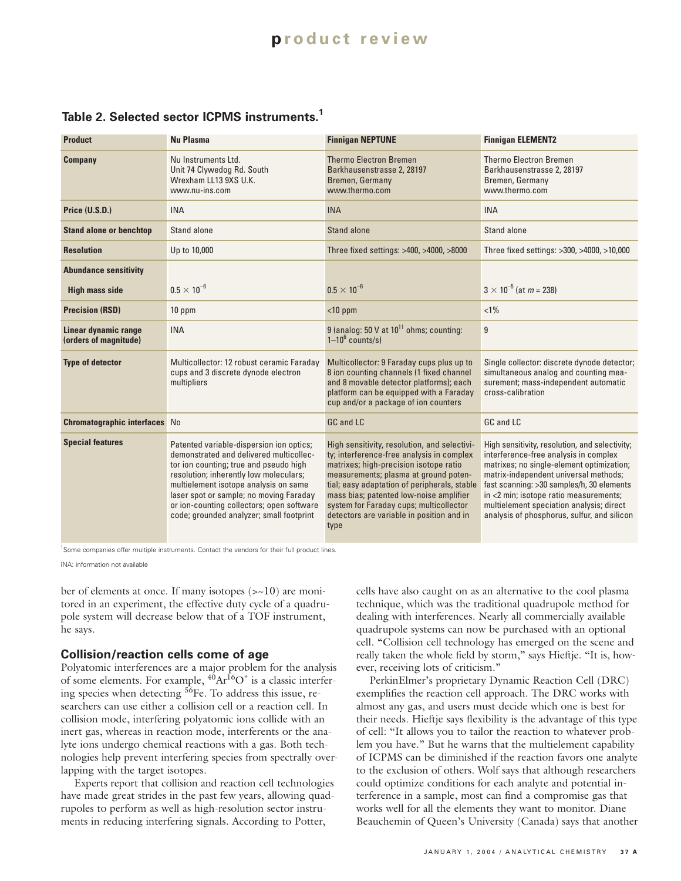**Table 2. Selected sector ICPMS instruments.**[1]

| Product | Nu Plasma | Finnigan NEPTUNE | Finnigan ELEMENT2 |
|---|---|---|---|
| Company | Nu Instruments Ltd. Unit 74 Clywedog Rd. South Wrexham LL13 9XS U.K. www.nu-ins.com | Thermo Electron Bremen Barkhausenstrasse 2, 28197 Bremen, Germany www.thermo.com | Thermo Electron Bremen Barkhausenstrasse 2, 28197 Bremen, Germany www.thermo.com |
| Price (U.S.D.) | INA | INA | INA |
| Stand alone or benchtop | Stand alone | Stand alone | Stand alone |
| Resolution | Up to 10,000 | Three fixed settings: >400, >4000, >8000 | Three fixed settings: >300, >4000, >10,000 |
| Abundance sensitivity | | | |
| High mass side | $0.5 \times 10^{-6}$ | $0.5 \times 10^{-6}$ | $3 \times 10^{-5}$ (at $m = 238$) |
| Precision (RSD) | 10 ppm | <10 ppm | <1% |
| Linear dynamic range (orders of magnitude) | INA | 9 (analog: 50 V at $10^{11}$ ohms; counting: $1–10^{6}$ counts/s) | 9 |
| Type of detector | Multicollector: 12 robust ceramic Faraday cups and 3 discrete dynode electron multipliers | Multicollector: 9 Faraday cups plus up to 8 ion counting channels (1 fixed channel and 8 movable detector platforms); each platform can be equipped with a Faraday cup and/or a package of ion counters | Single collector: discrete dynode detector; simultaneous analog and counting measurement; mass-independent automatic cross-calibration |
| Chromatographic interfaces | No | GC and LC | GC and LC |
| Special features | Patented variable-dispersion ion optics; demonstrated and delivered multicollector ion counting; true and pseudo high resolution; inherently low moleculars; multielement isotope analysis on same laser spot or sample; no moving Faraday or ion-counting collectors; open software code; grounded analyzer; small footprint | High sensitivity, resolution, and selectivity; interference-free analysis in complex matrixes; high-precision isotope ratio measurements; plasma at ground potential; easy adaptation of peripherals, stable mass bias; patented low-noise amplifier system for Faraday cups; multicollector detectors are variable in position and in type | High sensitivity, resolution, and selectivity; interference-free analysis in complex matrixes; no single-element optimization; matrix-independent universal methods; fast scanning: >30 samples/h, 30 elements in <2 min; isotope ratio measurements; multielement speciation analysis; direct analysis of phosphorus, sulfur, and silicon |

[1]Some companies offer multiple instruments. Contact the vendors for their full product lines.

INA: information not available

ber of elements at once. If many isotopes (>~10) are monitored in an experiment, the effective duty cycle of a quadrupole system will decrease below that of a TOF instrument, he says.

## Collision/reaction cells come of age

Polyatomic interferences are a major problem for the analysis of some elements. For example, $^{40}Ar^{16}O^{+}$ is a classic interfering species when detecting $^{56}Fe$. To address this issue, researchers can use either a collision cell or a reaction cell. In collision mode, interfering polyatomic ions collide with an inert gas, whereas in reaction mode, interferents or the analyte ions undergo chemical reactions with a gas. Both technologies help prevent interfering species from spectrally overlapping with the target isotopes.

Experts report that collision and reaction cell technologies have made great strides in the past few years, allowing quadrupoles to perform as well as high-resolution sector instruments in reducing interfering signals. According to Potter, cells have also caught on as an alternative to the cool plasma technique, which was the traditional quadrupole method for dealing with interferences. Nearly all commercially available quadrupole systems can now be purchased with an optional cell. "Collision cell technology has emerged on the scene and really taken the whole field by storm," says Hieftje. "It is, however, receiving lots of criticism."

PerkinElmer's proprietary Dynamic Reaction Cell (DRC) exemplifies the reaction cell approach. The DRC works with almost any gas, and users must decide which one is best for their needs. Hieftje says flexibility is the advantage of this type of cell: "It allows you to tailor the reaction to whatever problem you have." But he warns that the multielement capability of ICPMS can be diminished if the reaction favors one analyte to the exclusion of others. Wolf says that although researchers could optimize conditions for each analyte and potential interference in a sample, most can find a compromise gas that works well for all the elements they want to monitor. Diane Beauchemin of Queen's University (Canada) says that another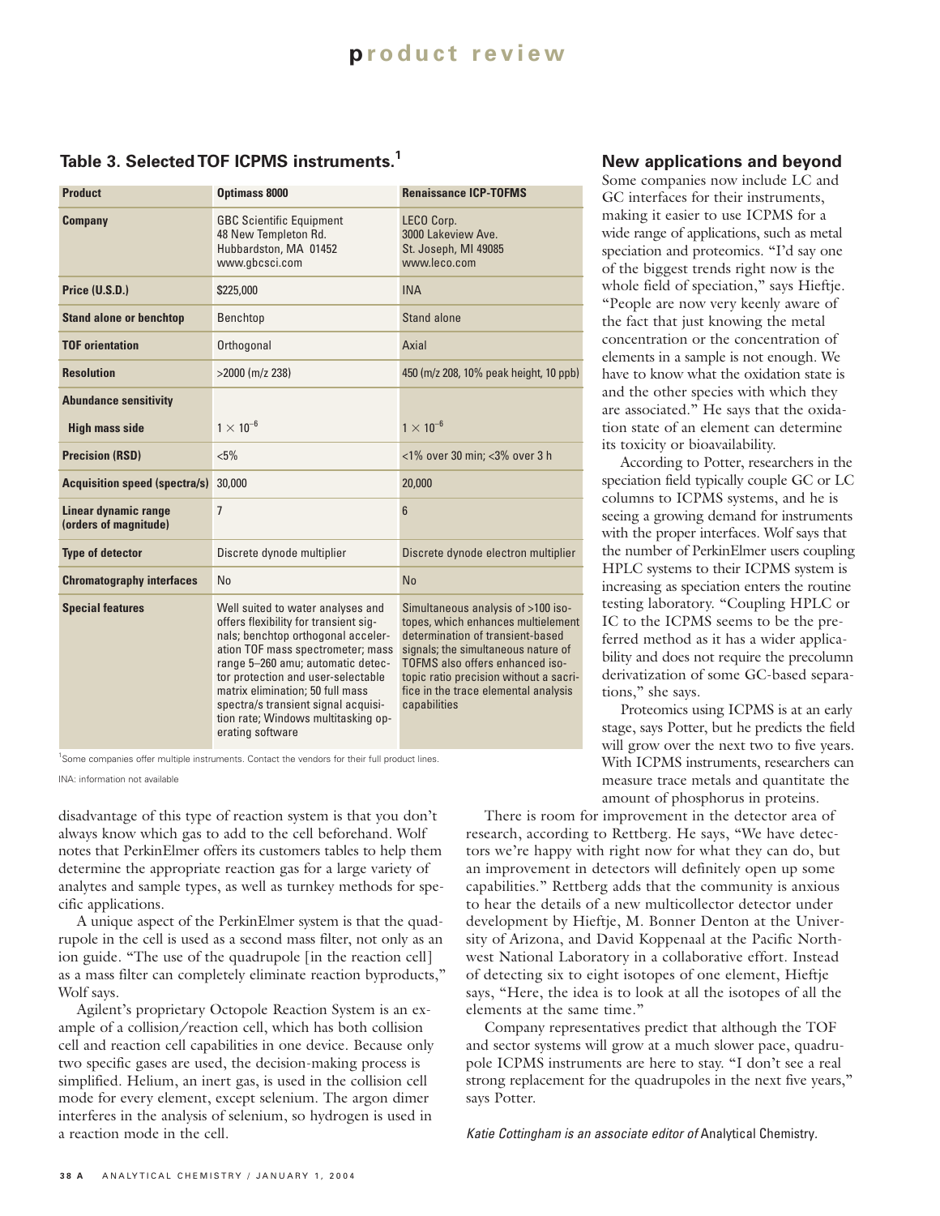## Table 3. Selected TOF ICPMS instruments.[1]

| Product | Optimass 8000 | Renaissance ICP-TOFMS |
|---|---|---|
| Company | GBC Scientific Equipment 48 New Templeton Rd. Hubbardston, MA 01452 www.gbcsci.com | LECO Corp. 3000 Lakeview Ave. St. Joseph, MI 49085 www.leco.com |
| Price (U.S.D.) | $225,000 | INA |
| Stand alone or benchtop | Benchtop | Stand alone |
| TOF orientation | Orthogonal | Axial |
| Resolution | >2000 (m/z 238) | 450 (m/z 208, 10% peak height, 10 ppb) |
| Abundance sensitivity | | |
| High mass side | $1 \times 10^{-6}$ | $1 \times 10^{-6}$ |
| Precision (RSD) | <5% | <1% over 30 min; <3% over 3 h |
| Acquisition speed (spectra/s) | 30,000 | 20,000 |
| Linear dynamic range (orders of magnitude) | 7 | 6 |
| Type of detector | Discrete dynode multiplier | Discrete dynode electron multiplier |
| Chromatography interfaces | No | No |
| Special features | Well suited to water analyses and offers flexibility for transient signals; benchtop orthogonal acceleration TOF mass spectrometer; mass range 5–260 amu; automatic detector protection and user-selectable matrix elimination; 50 full mass spectra/s transient signal acquisition rate; Windows multitasking operating software | Simultaneous analysis of >100 isotopes, which enhances multielement determination of transient-based signals; the simultaneous nature of TOFMS also offers enhanced isotopic ratio precision without a sacrifice in the trace elemental analysis capabilities |

[1]Some companies offer multiple instruments. Contact the vendors for their full product lines.

INA: information not available

disadvantage of this type of reaction system is that you don't always know which gas to add to the cell beforehand. Wolf notes that PerkinElmer offers its customers tables to help them determine the appropriate reaction gas for a large variety of analytes and sample types, as well as turnkey methods for specific applications.

A unique aspect of the PerkinElmer system is that the quadrupole in the cell is used as a second mass filter, not only as an ion guide. "The use of the quadrupole [in the reaction cell] as a mass filter can completely eliminate reaction byproducts," Wolf says.

Agilent's proprietary Octopole Reaction System is an example of a collision/reaction cell, which has both collision cell and reaction cell capabilities in one device. Because only two specific gases are used, the decision-making process is simplified. Helium, an inert gas, is used in the collision cell mode for every element, except selenium. The argon dimer interferes in the analysis of selenium, so hydrogen is used in a reaction mode in the cell.

## New applications and beyond

Some companies now include LC and GC interfaces for their instruments, making it easier to use ICPMS for a wide range of applications, such as metal speciation and proteomics. "I'd say one of the biggest trends right now is the whole field of speciation," says Hieftje. "People are now very keenly aware of the fact that just knowing the metal concentration or the concentration of elements in a sample is not enough. We have to know what the oxidation state is and the other species with which they are associated." He says that the oxidation state of an element can determine its toxicity or bioavailability.

According to Potter, researchers in the speciation field typically couple GC or LC columns to ICPMS systems, and he is seeing a growing demand for instruments with the proper interfaces. Wolf says that the number of PerkinElmer users coupling HPLC systems to their ICPMS system is increasing as speciation enters the routine testing laboratory. "Coupling HPLC or IC to the ICPMS seems to be the preferred method as it has a wider applicability and does not require the precolumn derivatization of some GC-based separations," she says.

Proteomics using ICPMS is at an early stage, says Potter, but he predicts the field will grow over the next two to five years. With ICPMS instruments, researchers can measure trace metals and quantitate the amount of phosphorus in proteins.

There is room for improvement in the detector area of research, according to Rettberg. He says, "We have detectors we're happy with right now for what they can do, but an improvement in detectors will definitely open up some capabilities." Rettberg adds that the community is anxious to hear the details of a new multicollector detector under development by Hieftje, M. Bonner Denton at the University of Arizona, and David Koppenaal at the Pacific Northwest National Laboratory in a collaborative effort. Instead of detecting six to eight isotopes of one element, Hieftje says, "Here, the idea is to look at all the isotopes of all the elements at the same time."

Company representatives predict that although the TOF and sector systems will grow at a much slower pace, quadrupole ICPMS instruments are here to stay. "I don't see a real strong replacement for the quadrupoles in the next five years," says Potter.

*Katie Cottingham is an associate editor of* Analytical Chemistry.